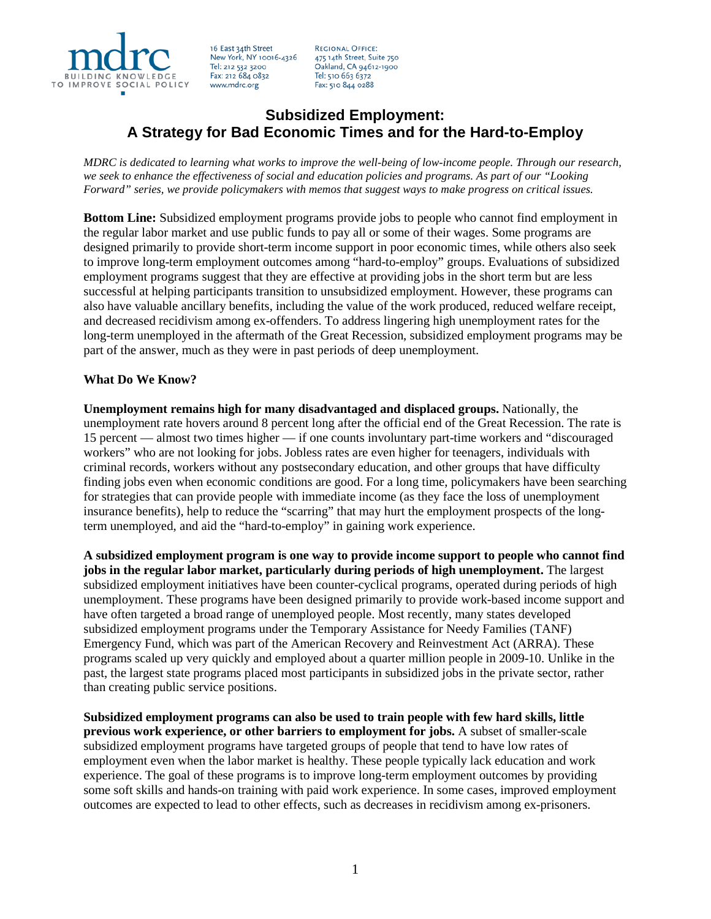mdrc
BUILDING KNOWLEDGE TO IMPROVE SOCIAL POLICY

16 East 34th Street
New York, NY 10016-4326
Tel: 212 532 3200
Fax: 212 684 0832
www.mdrc.org

REGIONAL OFFICE:
475 14th Street, Suite 750
Oakland, CA 94612-1900
Tel: 510 663 6372
Fax: 510 844 0288

# Subsidized Employment: A Strategy for Bad Economic Times and for the Hard-to-Employ

*MDRC is dedicated to learning what works to improve the well-being of low-income people. Through our research, we seek to enhance the effectiveness of social and education policies and programs. As part of our "Looking Forward" series, we provide policymakers with memos that suggest ways to make progress on critical issues.*

**Bottom Line:** Subsidized employment programs provide jobs to people who cannot find employment in the regular labor market and use public funds to pay all or some of their wages. Some programs are designed primarily to provide short-term income support in poor economic times, while others also seek to improve long-term employment outcomes among "hard-to-employ" groups. Evaluations of subsidized employment programs suggest that they are effective at providing jobs in the short term but are less successful at helping participants transition to unsubsidized employment. However, these programs can also have valuable ancillary benefits, including the value of the work produced, reduced welfare receipt, and decreased recidivism among ex-offenders. To address lingering high unemployment rates for the long-term unemployed in the aftermath of the Great Recession, subsidized employment programs may be part of the answer, much as they were in past periods of deep unemployment.

**What Do We Know?**

**Unemployment remains high for many disadvantaged and displaced groups.** Nationally, the unemployment rate hovers around 8 percent long after the official end of the Great Recession. The rate is 15 percent — almost two times higher — if one counts involuntary part-time workers and "discouraged workers" who are not looking for jobs. Jobless rates are even higher for teenagers, individuals with criminal records, workers without any postsecondary education, and other groups that have difficulty finding jobs even when economic conditions are good. For a long time, policymakers have been searching for strategies that can provide people with immediate income (as they face the loss of unemployment insurance benefits), help to reduce the "scarring" that may hurt the employment prospects of the long-term unemployed, and aid the "hard-to-employ" in gaining work experience.

**A subsidized employment program is one way to provide income support to people who cannot find jobs in the regular labor market, particularly during periods of high unemployment.** The largest subsidized employment initiatives have been counter-cyclical programs, operated during periods of high unemployment. These programs have been designed primarily to provide work-based income support and have often targeted a broad range of unemployed people. Most recently, many states developed subsidized employment programs under the Temporary Assistance for Needy Families (TANF) Emergency Fund, which was part of the American Recovery and Reinvestment Act (ARRA). These programs scaled up very quickly and employed about a quarter million people in 2009-10. Unlike in the past, the largest state programs placed most participants in subsidized jobs in the private sector, rather than creating public service positions.

**Subsidized employment programs can also be used to train people with few hard skills, little previous work experience, or other barriers to employment for jobs.** A subset of smaller-scale subsidized employment programs have targeted groups of people that tend to have low rates of employment even when the labor market is healthy. These people typically lack education and work experience. The goal of these programs is to improve long-term employment outcomes by providing some soft skills and hands-on training with paid work experience. In some cases, improved employment outcomes are expected to lead to other effects, such as decreases in recidivism among ex-prisoners.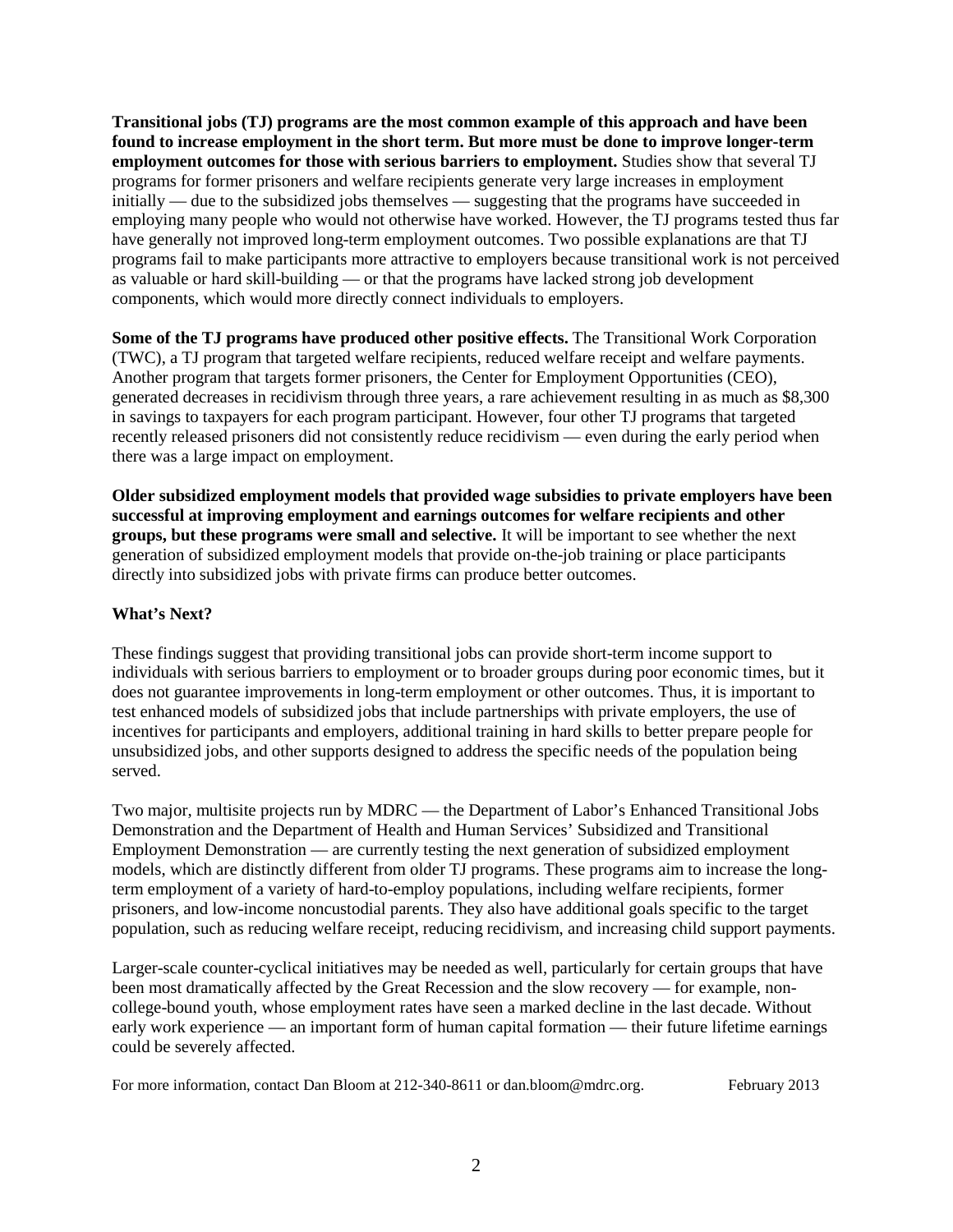**Transitional jobs (TJ) programs are the most common example of this approach and have been found to increase employment in the short term. But more must be done to improve longer-term employment outcomes for those with serious barriers to employment.** Studies show that several TJ programs for former prisoners and welfare recipients generate very large increases in employment initially — due to the subsidized jobs themselves — suggesting that the programs have succeeded in employing many people who would not otherwise have worked. However, the TJ programs tested thus far have generally not improved long-term employment outcomes. Two possible explanations are that TJ programs fail to make participants more attractive to employers because transitional work is not perceived as valuable or hard skill-building — or that the programs have lacked strong job development components, which would more directly connect individuals to employers.

**Some of the TJ programs have produced other positive effects.** The Transitional Work Corporation (TWC), a TJ program that targeted welfare recipients, reduced welfare receipt and welfare payments. Another program that targets former prisoners, the Center for Employment Opportunities (CEO), generated decreases in recidivism through three years, a rare achievement resulting in as much as $8,300 in savings to taxpayers for each program participant. However, four other TJ programs that targeted recently released prisoners did not consistently reduce recidivism — even during the early period when there was a large impact on employment.

**Older subsidized employment models that provided wage subsidies to private employers have been successful at improving employment and earnings outcomes for welfare recipients and other groups, but these programs were small and selective.** It will be important to see whether the next generation of subsidized employment models that provide on-the-job training or place participants directly into subsidized jobs with private firms can produce better outcomes.

**What's Next?**

These findings suggest that providing transitional jobs can provide short-term income support to individuals with serious barriers to employment or to broader groups during poor economic times, but it does not guarantee improvements in long-term employment or other outcomes. Thus, it is important to test enhanced models of subsidized jobs that include partnerships with private employers, the use of incentives for participants and employers, additional training in hard skills to better prepare people for unsubsidized jobs, and other supports designed to address the specific needs of the population being served.

Two major, multisite projects run by MDRC — the Department of Labor's Enhanced Transitional Jobs Demonstration and the Department of Health and Human Services' Subsidized and Transitional Employment Demonstration — are currently testing the next generation of subsidized employment models, which are distinctly different from older TJ programs. These programs aim to increase the long-term employment of a variety of hard-to-employ populations, including welfare recipients, former prisoners, and low-income noncustodial parents. They also have additional goals specific to the target population, such as reducing welfare receipt, reducing recidivism, and increasing child support payments.

Larger-scale counter-cyclical initiatives may be needed as well, particularly for certain groups that have been most dramatically affected by the Great Recession and the slow recovery — for example, non-college-bound youth, whose employment rates have seen a marked decline in the last decade. Without early work experience — an important form of human capital formation — their future lifetime earnings could be severely affected.

For more information, contact Dan Bloom at 212-340-8611 or dan.bloom@mdrc.org. February 2013